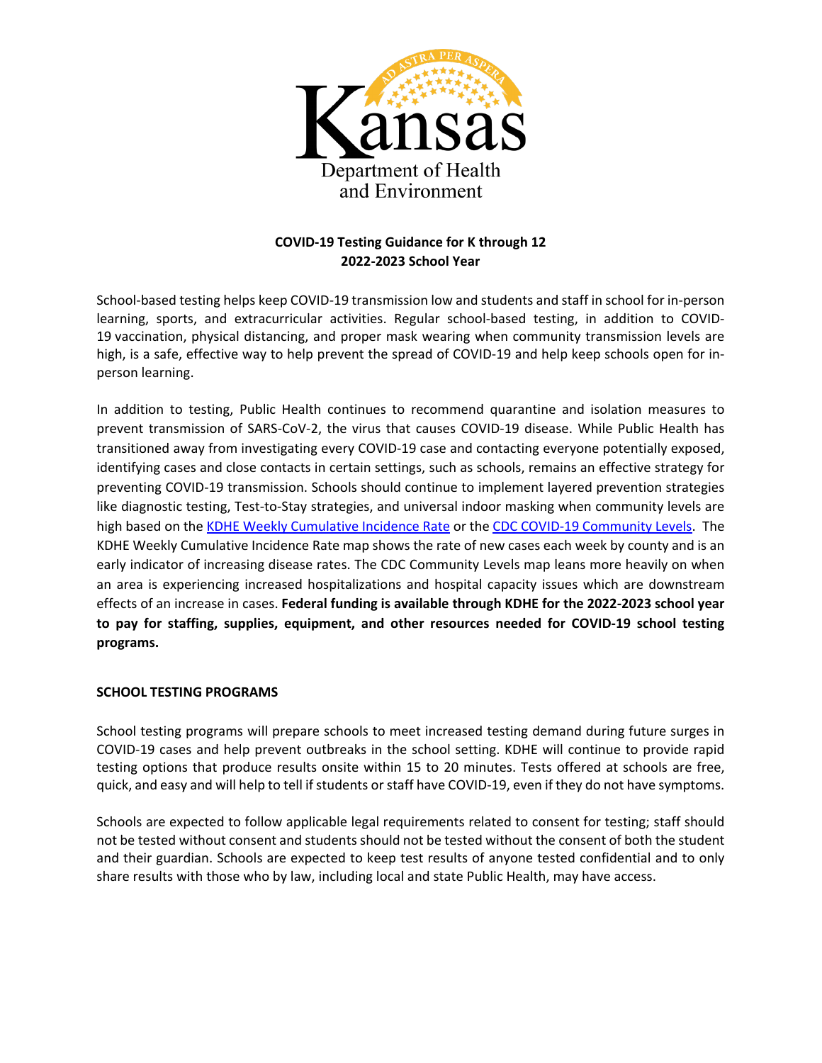Kansas Department of Health and Environment

**COVID-19 Testing Guidance for K through 12**
**2022-2023 School Year**

School-based testing helps keep COVID-19 transmission low and students and staff in school for in-person learning, sports, and extracurricular activities. Regular school-based testing, in addition to COVID-19 vaccination, physical distancing, and proper mask wearing when community transmission levels are high, is a safe, effective way to help prevent the spread of COVID-19 and help keep schools open for in-person learning.

In addition to testing, Public Health continues to recommend quarantine and isolation measures to prevent transmission of SARS-CoV-2, the virus that causes COVID-19 disease. While Public Health has transitioned away from investigating every COVID-19 case and contacting everyone potentially exposed, identifying cases and close contacts in certain settings, such as schools, remains an effective strategy for preventing COVID-19 transmission. Schools should continue to implement layered prevention strategies like diagnostic testing, Test-to-Stay strategies, and universal indoor masking when community levels are high based on the KDHE Weekly Cumulative Incidence Rate or the CDC COVID-19 Community Levels. The KDHE Weekly Cumulative Incidence Rate map shows the rate of new cases each week by county and is an early indicator of increasing disease rates. The CDC Community Levels map leans more heavily on when an area is experiencing increased hospitalizations and hospital capacity issues which are downstream effects of an increase in cases. **Federal funding is available through KDHE for the 2022-2023 school year to pay for staffing, supplies, equipment, and other resources needed for COVID-19 school testing programs.**

## SCHOOL TESTING PROGRAMS

School testing programs will prepare schools to meet increased testing demand during future surges in COVID-19 cases and help prevent outbreaks in the school setting. KDHE will continue to provide rapid testing options that produce results onsite within 15 to 20 minutes. Tests offered at schools are free, quick, and easy and will help to tell if students or staff have COVID-19, even if they do not have symptoms.

Schools are expected to follow applicable legal requirements related to consent for testing; staff should not be tested without consent and students should not be tested without the consent of both the student and their guardian. Schools are expected to keep test results of anyone tested confidential and to only share results with those who by law, including local and state Public Health, may have access.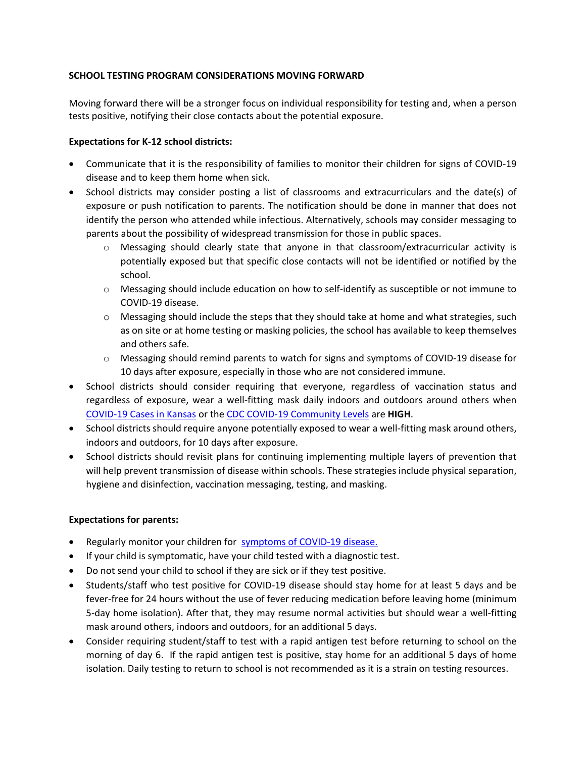## SCHOOL TESTING PROGRAM CONSIDERATIONS MOVING FORWARD

Moving forward there will be a stronger focus on individual responsibility for testing and, when a person tests positive, notifying their close contacts about the potential exposure.

**Expectations for K-12 school districts:**

- Communicate that it is the responsibility of families to monitor their children for signs of COVID-19 disease and to keep them home when sick.
- School districts may consider posting a list of classrooms and extracurriculars and the date(s) of exposure or push notification to parents. The notification should be done in manner that does not identify the person who attended while infectious. Alternatively, schools may consider messaging to parents about the possibility of widespread transmission for those in public spaces.
    - Messaging should clearly state that anyone in that classroom/extracurricular activity is potentially exposed but that specific close contacts will not be identified or notified by the school.
    - Messaging should include education on how to self-identify as susceptible or not immune to COVID-19 disease.
    - Messaging should include the steps that they should take at home and what strategies, such as on site or at home testing or masking policies, the school has available to keep themselves and others safe.
    - Messaging should remind parents to watch for signs and symptoms of COVID-19 disease for 10 days after exposure, especially in those who are not considered immune.
- School districts should consider requiring that everyone, regardless of vaccination status and regardless of exposure, wear a well-fitting mask daily indoors and outdoors around others when COVID-19 Cases in Kansas or the CDC COVID-19 Community Levels are **HIGH**.
- School districts should require anyone potentially exposed to wear a well-fitting mask around others, indoors and outdoors, for 10 days after exposure.
- School districts should revisit plans for continuing implementing multiple layers of prevention that will help prevent transmission of disease within schools. These strategies include physical separation, hygiene and disinfection, vaccination messaging, testing, and masking.

**Expectations for parents:**

- Regularly monitor your children for symptoms of COVID-19 disease.
- If your child is symptomatic, have your child tested with a diagnostic test.
- Do not send your child to school if they are sick or if they test positive.
- Students/staff who test positive for COVID-19 disease should stay home for at least 5 days and be fever-free for 24 hours without the use of fever reducing medication before leaving home (minimum 5-day home isolation). After that, they may resume normal activities but should wear a well-fitting mask around others, indoors and outdoors, for an additional 5 days.
- Consider requiring student/staff to test with a rapid antigen test before returning to school on the morning of day 6. If the rapid antigen test is positive, stay home for an additional 5 days of home isolation. Daily testing to return to school is not recommended as it is a strain on testing resources.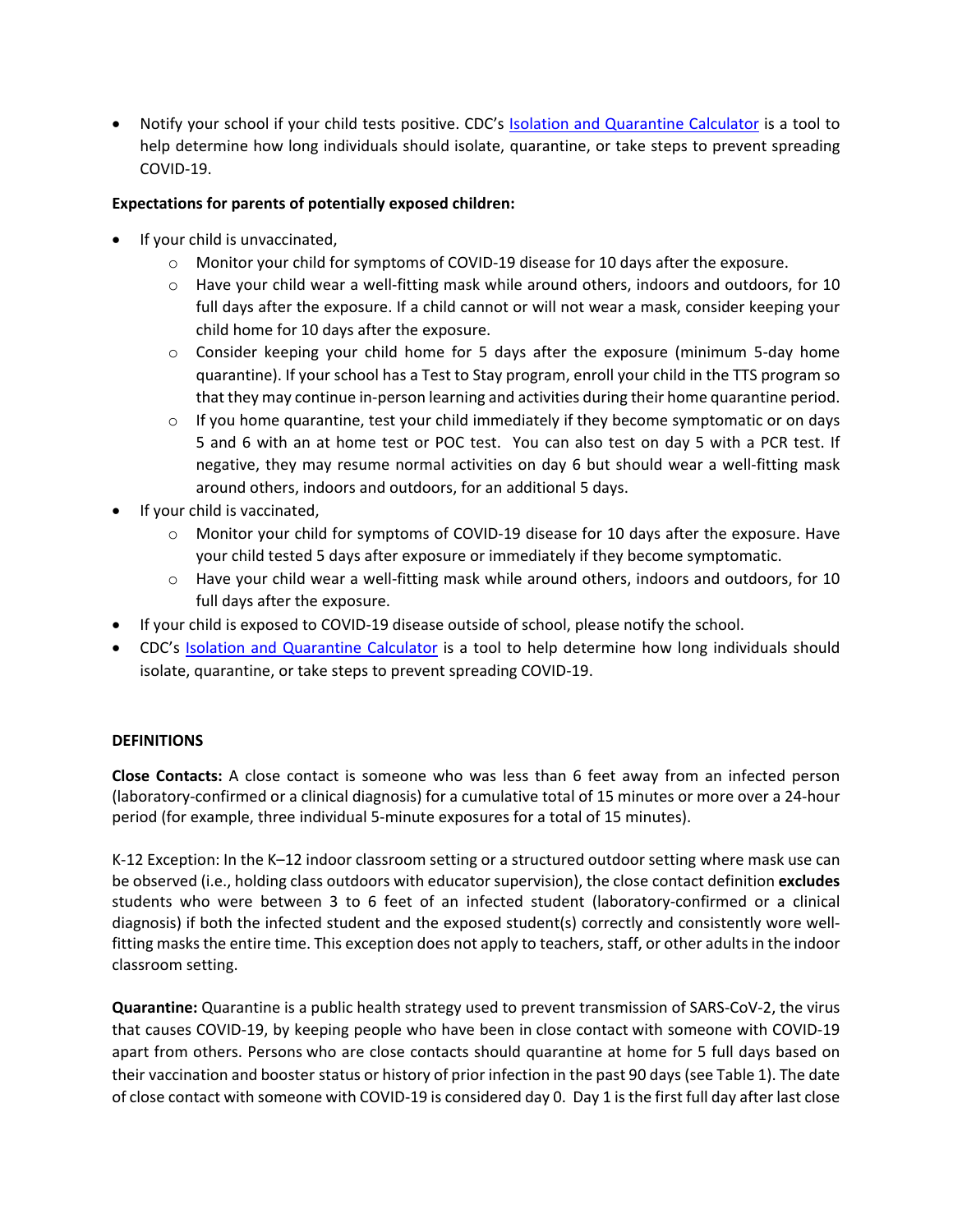- Notify your school if your child tests positive. CDC's [Isolation and Quarantine Calculator] is a tool to help determine how long individuals should isolate, quarantine, or take steps to prevent spreading COVID-19.

**Expectations for parents of potentially exposed children:**

- If your child is unvaccinated,
  - Monitor your child for symptoms of COVID-19 disease for 10 days after the exposure.
  - Have your child wear a well-fitting mask while around others, indoors and outdoors, for 10 full days after the exposure. If a child cannot or will not wear a mask, consider keeping your child home for 10 days after the exposure.
  - Consider keeping your child home for 5 days after the exposure (minimum 5-day home quarantine). If your school has a Test to Stay program, enroll your child in the TTS program so that they may continue in-person learning and activities during their home quarantine period.
  - If you home quarantine, test your child immediately if they become symptomatic or on days 5 and 6 with an at home test or POC test. You can also test on day 5 with a PCR test. If negative, they may resume normal activities on day 6 but should wear a well-fitting mask around others, indoors and outdoors, for an additional 5 days.
- If your child is vaccinated,
  - Monitor your child for symptoms of COVID-19 disease for 10 days after the exposure. Have your child tested 5 days after exposure or immediately if they become symptomatic.
  - Have your child wear a well-fitting mask while around others, indoors and outdoors, for 10 full days after the exposure.
- If your child is exposed to COVID-19 disease outside of school, please notify the school.
- CDC's [Isolation and Quarantine Calculator] is a tool to help determine how long individuals should isolate, quarantine, or take steps to prevent spreading COVID-19.

**DEFINITIONS**

**Close Contacts:** A close contact is someone who was less than 6 feet away from an infected person (laboratory-confirmed or a clinical diagnosis) for a cumulative total of 15 minutes or more over a 24-hour period (for example, three individual 5-minute exposures for a total of 15 minutes).

K-12 Exception: In the K–12 indoor classroom setting or a structured outdoor setting where mask use can be observed (i.e., holding class outdoors with educator supervision), the close contact definition **excludes** students who were between 3 to 6 feet of an infected student (laboratory-confirmed or a clinical diagnosis) if both the infected student and the exposed student(s) correctly and consistently wore well-fitting masks the entire time. This exception does not apply to teachers, staff, or other adults in the indoor classroom setting.

**Quarantine:** Quarantine is a public health strategy used to prevent transmission of SARS-CoV-2, the virus that causes COVID-19, by keeping people who have been in close contact with someone with COVID-19 apart from others. Persons who are close contacts should quarantine at home for 5 full days based on their vaccination and booster status or history of prior infection in the past 90 days (see Table 1). The date of close contact with someone with COVID-19 is considered day 0. Day 1 is the first full day after last close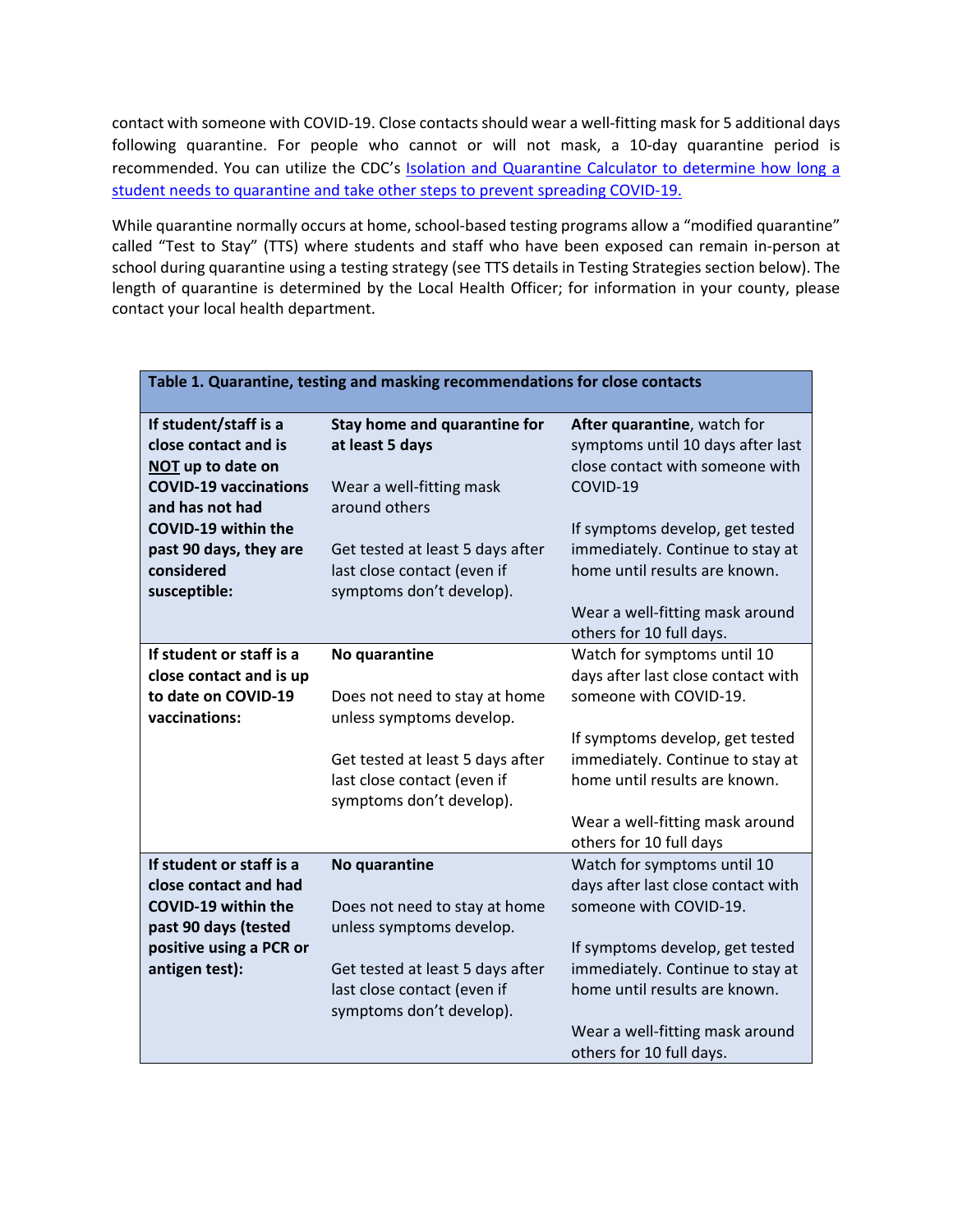contact with someone with COVID-19. Close contacts should wear a well-fitting mask for 5 additional days following quarantine. For people who cannot or will not mask, a 10-day quarantine period is recommended. You can utilize the CDC's [Isolation and Quarantine Calculator to determine how long a student needs to quarantine and take other steps to prevent spreading COVID-19.]()

While quarantine normally occurs at home, school-based testing programs allow a "modified quarantine" called "Test to Stay" (TTS) where students and staff who have been exposed can remain in-person at school during quarantine using a testing strategy (see TTS details in Testing Strategies section below). The length of quarantine is determined by the Local Health Officer; for information in your county, please contact your local health department.

| **Table 1. Quarantine, testing and masking recommendations for close contacts** | | |
|---|---|---|
| **If student/staff is a close contact and is <u>NOT</u> up to date on COVID-19 vaccinations and has not had COVID-19 within the past 90 days, they are considered susceptible:** | **Stay home and quarantine for at least 5 days**<br><br>Wear a well-fitting mask around others<br><br>Get tested at least 5 days after last close contact (even if symptoms don't develop). | **After quarantine**, watch for symptoms until 10 days after last close contact with someone with COVID-19<br><br>If symptoms develop, get tested immediately. Continue to stay at home until results are known.<br><br>Wear a well-fitting mask around others for 10 full days. |
| **If student or staff is a close contact and is up to date on COVID-19 vaccinations:** | **No quarantine**<br><br>Does not need to stay at home unless symptoms develop.<br><br>Get tested at least 5 days after last close contact (even if symptoms don't develop). | Watch for symptoms until 10 days after last close contact with someone with COVID-19.<br><br>If symptoms develop, get tested immediately. Continue to stay at home until results are known.<br><br>Wear a well-fitting mask around others for 10 full days |
| **If student or staff is a close contact and had COVID-19 within the past 90 days (tested positive using a PCR or antigen test):** | **No quarantine**<br><br>Does not need to stay at home unless symptoms develop.<br><br>Get tested at least 5 days after last close contact (even if symptoms don't develop). | Watch for symptoms until 10 days after last close contact with someone with COVID-19.<br><br>If symptoms develop, get tested immediately. Continue to stay at home until results are known.<br><br>Wear a well-fitting mask around others for 10 full days. |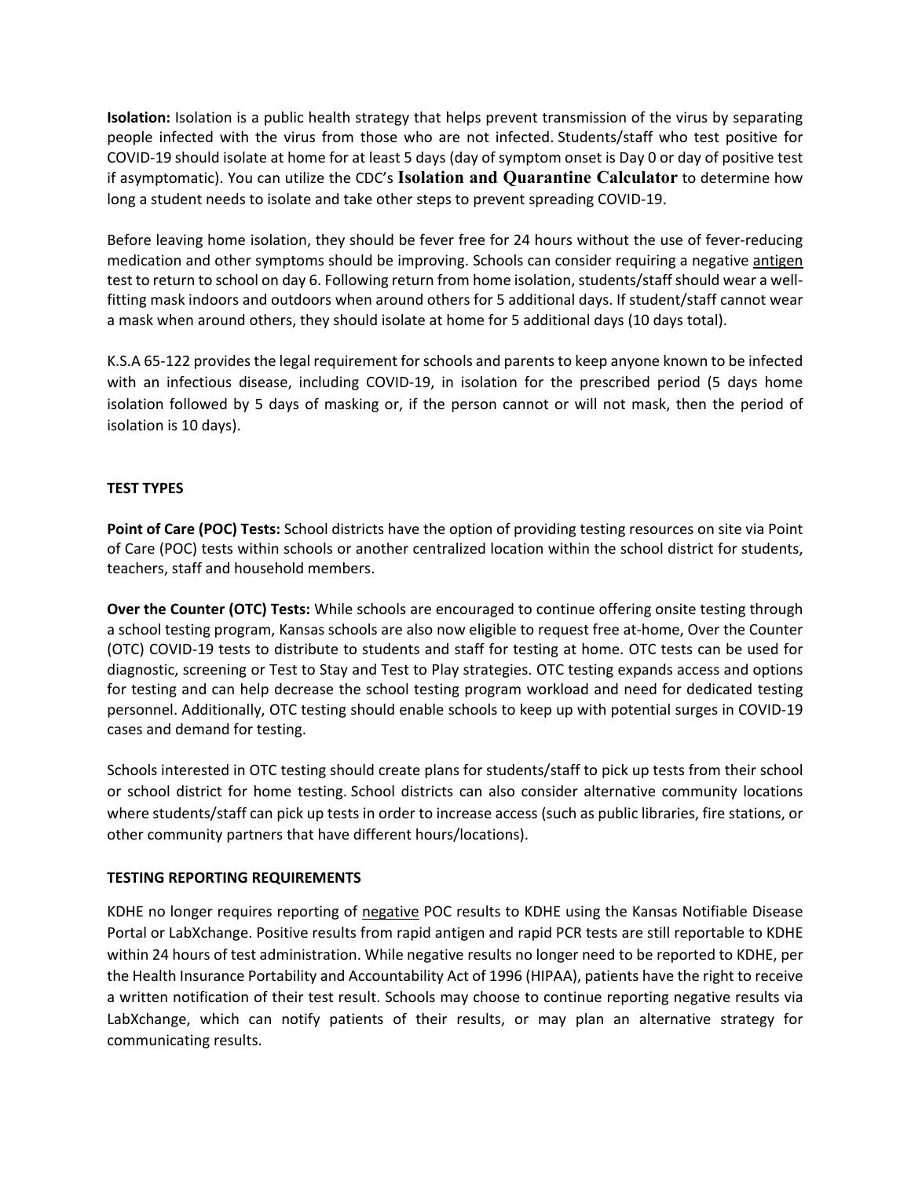**Isolation:** Isolation is a public health strategy that helps prevent transmission of the virus by separating people infected with the virus from those who are not infected. Students/staff who test positive for COVID-19 should isolate at home for at least 5 days (day of symptom onset is Day 0 or day of positive test if asymptomatic). You can utilize the CDC's **Isolation and Quarantine Calculator** to determine how long a student needs to isolate and take other steps to prevent spreading COVID-19.

Before leaving home isolation, they should be fever free for 24 hours without the use of fever-reducing medication and other symptoms should be improving. Schools can consider requiring a negative antigen test to return to school on day 6. Following return from home isolation, students/staff should wear a well-fitting mask indoors and outdoors when around others for 5 additional days. If student/staff cannot wear a mask when around others, they should isolate at home for 5 additional days (10 days total).

K.S.A 65-122 provides the legal requirement for schools and parents to keep anyone known to be infected with an infectious disease, including COVID-19, in isolation for the prescribed period (5 days home isolation followed by 5 days of masking or, if the person cannot or will not mask, then the period of isolation is 10 days).

## TEST TYPES

**Point of Care (POC) Tests:** School districts have the option of providing testing resources on site via Point of Care (POC) tests within schools or another centralized location within the school district for students, teachers, staff and household members.

**Over the Counter (OTC) Tests:** While schools are encouraged to continue offering onsite testing through a school testing program, Kansas schools are also now eligible to request free at-home, Over the Counter (OTC) COVID-19 tests to distribute to students and staff for testing at home. OTC tests can be used for diagnostic, screening or Test to Stay and Test to Play strategies. OTC testing expands access and options for testing and can help decrease the school testing program workload and need for dedicated testing personnel. Additionally, OTC testing should enable schools to keep up with potential surges in COVID-19 cases and demand for testing.

Schools interested in OTC testing should create plans for students/staff to pick up tests from their school or school district for home testing. School districts can also consider alternative community locations where students/staff can pick up tests in order to increase access (such as public libraries, fire stations, or other community partners that have different hours/locations).

## TESTING REPORTING REQUIREMENTS

KDHE no longer requires reporting of negative POC results to KDHE using the Kansas Notifiable Disease Portal or LabXchange. Positive results from rapid antigen and rapid PCR tests are still reportable to KDHE within 24 hours of test administration. While negative results no longer need to be reported to KDHE, per the Health Insurance Portability and Accountability Act of 1996 (HIPAA), patients have the right to receive a written notification of their test result. Schools may choose to continue reporting negative results via LabXchange, which can notify patients of their results, or may plan an alternative strategy for communicating results.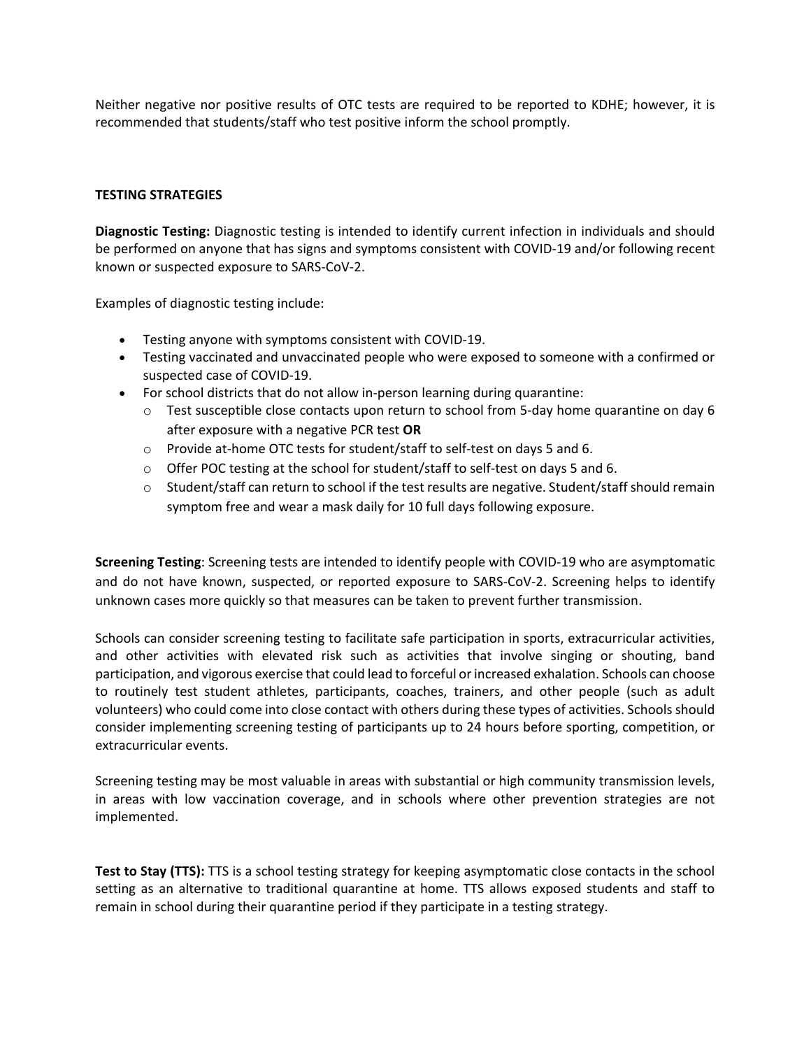Neither negative nor positive results of OTC tests are required to be reported to KDHE; however, it is recommended that students/staff who test positive inform the school promptly.

## TESTING STRATEGIES

**Diagnostic Testing:** Diagnostic testing is intended to identify current infection in individuals and should be performed on anyone that has signs and symptoms consistent with COVID-19 and/or following recent known or suspected exposure to SARS-CoV-2.

Examples of diagnostic testing include:

- Testing anyone with symptoms consistent with COVID-19.
- Testing vaccinated and unvaccinated people who were exposed to someone with a confirmed or suspected case of COVID-19.
- For school districts that do not allow in-person learning during quarantine:
  - Test susceptible close contacts upon return to school from 5-day home quarantine on day 6 after exposure with a negative PCR test **OR**
  - Provide at-home OTC tests for student/staff to self-test on days 5 and 6.
  - Offer POC testing at the school for student/staff to self-test on days 5 and 6.
  - Student/staff can return to school if the test results are negative. Student/staff should remain symptom free and wear a mask daily for 10 full days following exposure.

**Screening Testing**: Screening tests are intended to identify people with COVID-19 who are asymptomatic and do not have known, suspected, or reported exposure to SARS-CoV-2. Screening helps to identify unknown cases more quickly so that measures can be taken to prevent further transmission.

Schools can consider screening testing to facilitate safe participation in sports, extracurricular activities, and other activities with elevated risk such as activities that involve singing or shouting, band participation, and vigorous exercise that could lead to forceful or increased exhalation. Schools can choose to routinely test student athletes, participants, coaches, trainers, and other people (such as adult volunteers) who could come into close contact with others during these types of activities. Schools should consider implementing screening testing of participants up to 24 hours before sporting, competition, or extracurricular events.

Screening testing may be most valuable in areas with substantial or high community transmission levels, in areas with low vaccination coverage, and in schools where other prevention strategies are not implemented.

**Test to Stay (TTS):** TTS is a school testing strategy for keeping asymptomatic close contacts in the school setting as an alternative to traditional quarantine at home. TTS allows exposed students and staff to remain in school during their quarantine period if they participate in a testing strategy.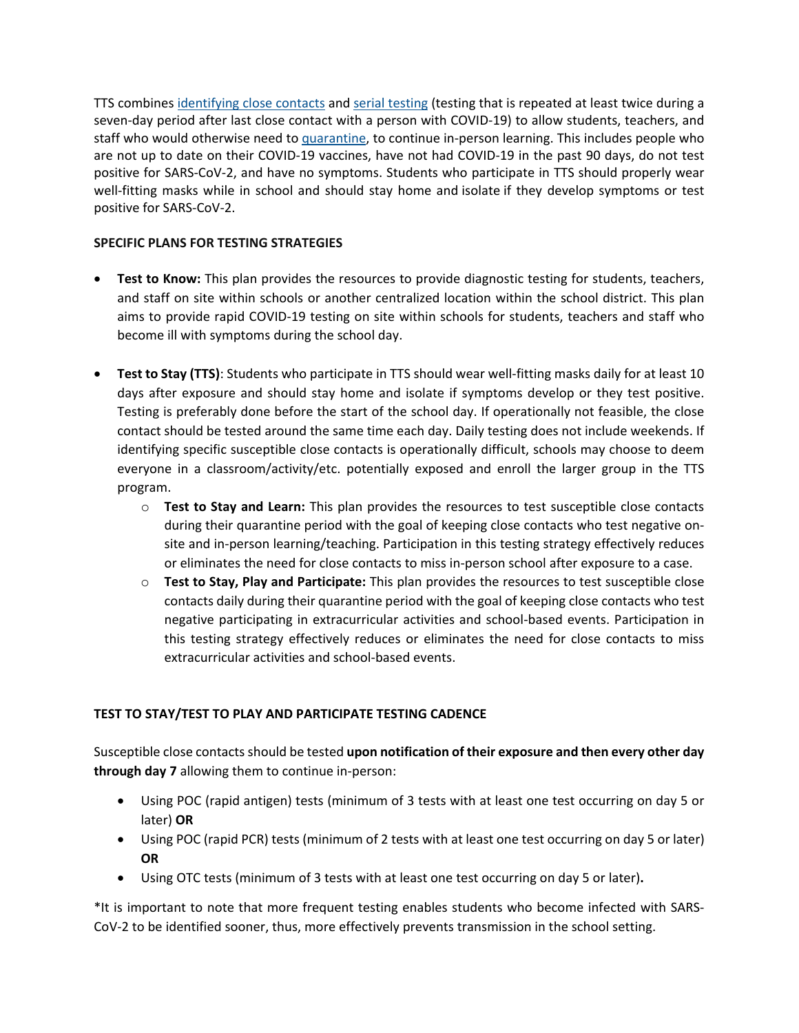TTS combines identifying close contacts and serial testing (testing that is repeated at least twice during a seven-day period after last close contact with a person with COVID-19) to allow students, teachers, and staff who would otherwise need to quarantine, to continue in-person learning. This includes people who are not up to date on their COVID-19 vaccines, have not had COVID-19 in the past 90 days, do not test positive for SARS-CoV-2, and have no symptoms. Students who participate in TTS should properly wear well-fitting masks while in school and should stay home and isolate if they develop symptoms or test positive for SARS-CoV-2.

**SPECIFIC PLANS FOR TESTING STRATEGIES**

- **Test to Know:** This plan provides the resources to provide diagnostic testing for students, teachers, and staff on site within schools or another centralized location within the school district. This plan aims to provide rapid COVID-19 testing on site within schools for students, teachers and staff who become ill with symptoms during the school day.
- **Test to Stay (TTS)**: Students who participate in TTS should wear well-fitting masks daily for at least 10 days after exposure and should stay home and isolate if symptoms develop or they test positive. Testing is preferably done before the start of the school day. If operationally not feasible, the close contact should be tested around the same time each day. Daily testing does not include weekends. If identifying specific susceptible close contacts is operationally difficult, schools may choose to deem everyone in a classroom/activity/etc. potentially exposed and enroll the larger group in the TTS program.
    - **Test to Stay and Learn:** This plan provides the resources to test susceptible close contacts during their quarantine period with the goal of keeping close contacts who test negative on-site and in-person learning/teaching. Participation in this testing strategy effectively reduces or eliminates the need for close contacts to miss in-person school after exposure to a case.
    - **Test to Stay, Play and Participate:** This plan provides the resources to test susceptible close contacts daily during their quarantine period with the goal of keeping close contacts who test negative participating in extracurricular activities and school-based events. Participation in this testing strategy effectively reduces or eliminates the need for close contacts to miss extracurricular activities and school-based events.

**TEST TO STAY/TEST TO PLAY AND PARTICIPATE TESTING CADENCE**

Susceptible close contacts should be tested **upon notification of their exposure and then every other day through day 7** allowing them to continue in-person:

- Using POC (rapid antigen) tests (minimum of 3 tests with at least one test occurring on day 5 or later) **OR**
- Using POC (rapid PCR) tests (minimum of 2 tests with at least one test occurring on day 5 or later) **OR**
- Using OTC tests (minimum of 3 tests with at least one test occurring on day 5 or later)**.**

*It is important to note that more frequent testing enables students who become infected with SARS-CoV-2 to be identified sooner, thus, more effectively prevents transmission in the school setting.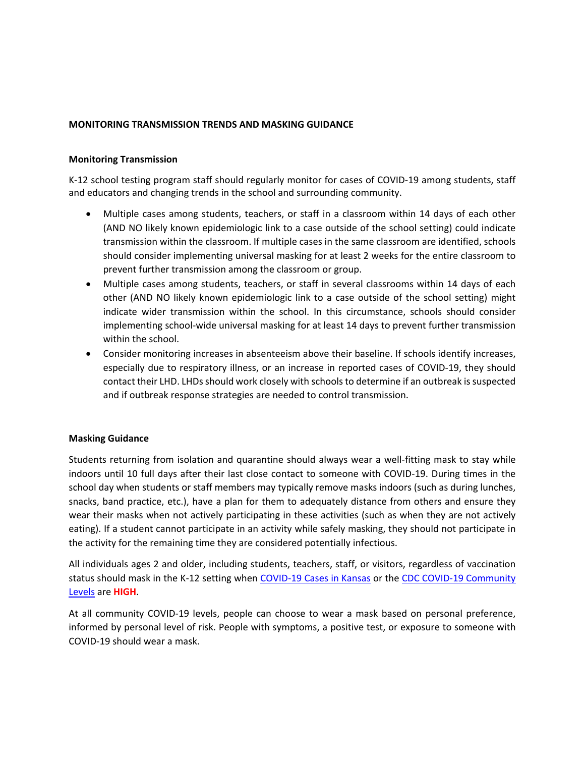## MONITORING TRANSMISSION TRENDS AND MASKING GUIDANCE

### Monitoring Transmission

K-12 school testing program staff should regularly monitor for cases of COVID-19 among students, staff and educators and changing trends in the school and surrounding community.

- Multiple cases among students, teachers, or staff in a classroom within 14 days of each other (AND NO likely known epidemiologic link to a case outside of the school setting) could indicate transmission within the classroom. If multiple cases in the same classroom are identified, schools should consider implementing universal masking for at least 2 weeks for the entire classroom to prevent further transmission among the classroom or group.
- Multiple cases among students, teachers, or staff in several classrooms within 14 days of each other (AND NO likely known epidemiologic link to a case outside of the school setting) might indicate wider transmission within the school. In this circumstance, schools should consider implementing school-wide universal masking for at least 14 days to prevent further transmission within the school.
- Consider monitoring increases in absenteeism above their baseline. If schools identify increases, especially due to respiratory illness, or an increase in reported cases of COVID-19, they should contact their LHD. LHDs should work closely with schools to determine if an outbreak is suspected and if outbreak response strategies are needed to control transmission.

### Masking Guidance

Students returning from isolation and quarantine should always wear a well-fitting mask to stay while indoors until 10 full days after their last close contact to someone with COVID-19. During times in the school day when students or staff members may typically remove masks indoors (such as during lunches, snacks, band practice, etc.), have a plan for them to adequately distance from others and ensure they wear their masks when not actively participating in these activities (such as when they are not actively eating). If a student cannot participate in an activity while safely masking, they should not participate in the activity for the remaining time they are considered potentially infectious.

All individuals ages 2 and older, including students, teachers, staff, or visitors, regardless of vaccination status should mask in the K-12 setting when [COVID-19 Cases in Kansas] or the [CDC COVID-19 Community Levels] are **HIGH**.

At all community COVID-19 levels, people can choose to wear a mask based on personal preference, informed by personal level of risk. People with symptoms, a positive test, or exposure to someone with COVID-19 should wear a mask.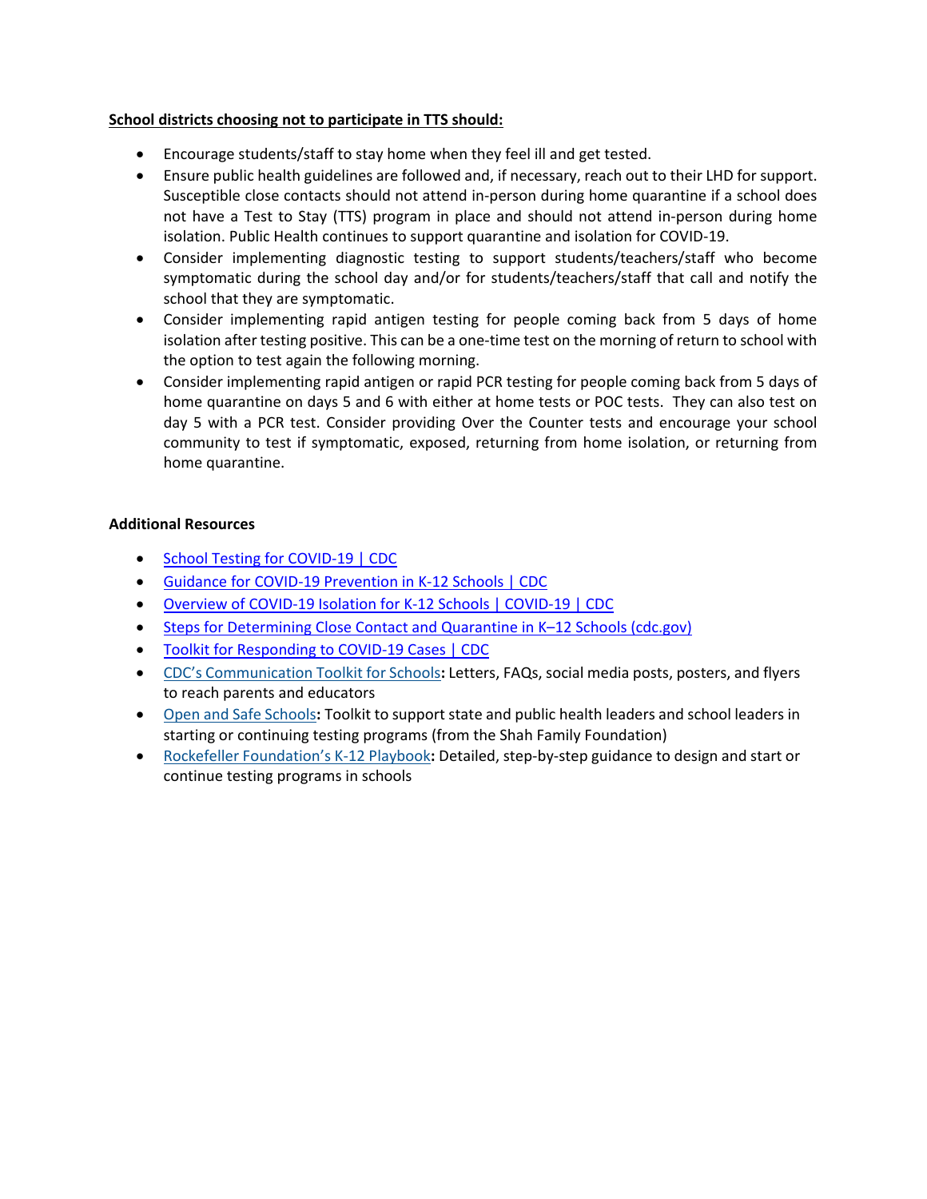**<u>School districts choosing not to participate in TTS should:</u>**

- Encourage students/staff to stay home when they feel ill and get tested.
- Ensure public health guidelines are followed and, if necessary, reach out to their LHD for support. Susceptible close contacts should not attend in-person during home quarantine if a school does not have a Test to Stay (TTS) program in place and should not attend in-person during home isolation. Public Health continues to support quarantine and isolation for COVID-19.
- Consider implementing diagnostic testing to support students/teachers/staff who become symptomatic during the school day and/or for students/teachers/staff that call and notify the school that they are symptomatic.
- Consider implementing rapid antigen testing for people coming back from 5 days of home isolation after testing positive. This can be a one-time test on the morning of return to school with the option to test again the following morning.
- Consider implementing rapid antigen or rapid PCR testing for people coming back from 5 days of home quarantine on days 5 and 6 with either at home tests or POC tests. They can also test on day 5 with a PCR test. Consider providing Over the Counter tests and encourage your school community to test if symptomatic, exposed, returning from home isolation, or returning from home quarantine.

**Additional Resources**

- School Testing for COVID-19 | CDC
- Guidance for COVID-19 Prevention in K-12 Schools | CDC
- Overview of COVID-19 Isolation for K-12 Schools | COVID-19 | CDC
- Steps for Determining Close Contact and Quarantine in K–12 Schools (cdc.gov)
- Toolkit for Responding to COVID-19 Cases | CDC
- CDC's Communication Toolkit for Schools**:** Letters, FAQs, social media posts, posters, and flyers to reach parents and educators
- Open and Safe Schools**:** Toolkit to support state and public health leaders and school leaders in starting or continuing testing programs (from the Shah Family Foundation)
- Rockefeller Foundation's K-12 Playbook**:** Detailed, step-by-step guidance to design and start or continue testing programs in schools